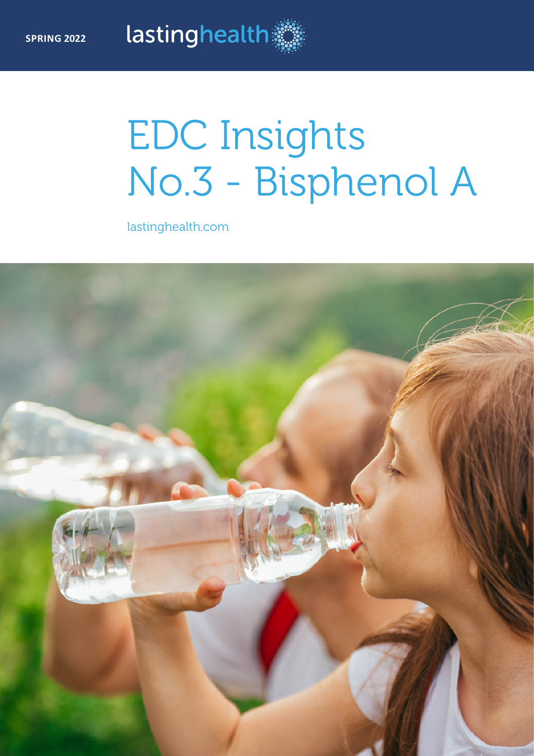SPRING 2022

lastinghealth

# EDC Insights No.3 - Bisphenol A

lastinghealth.com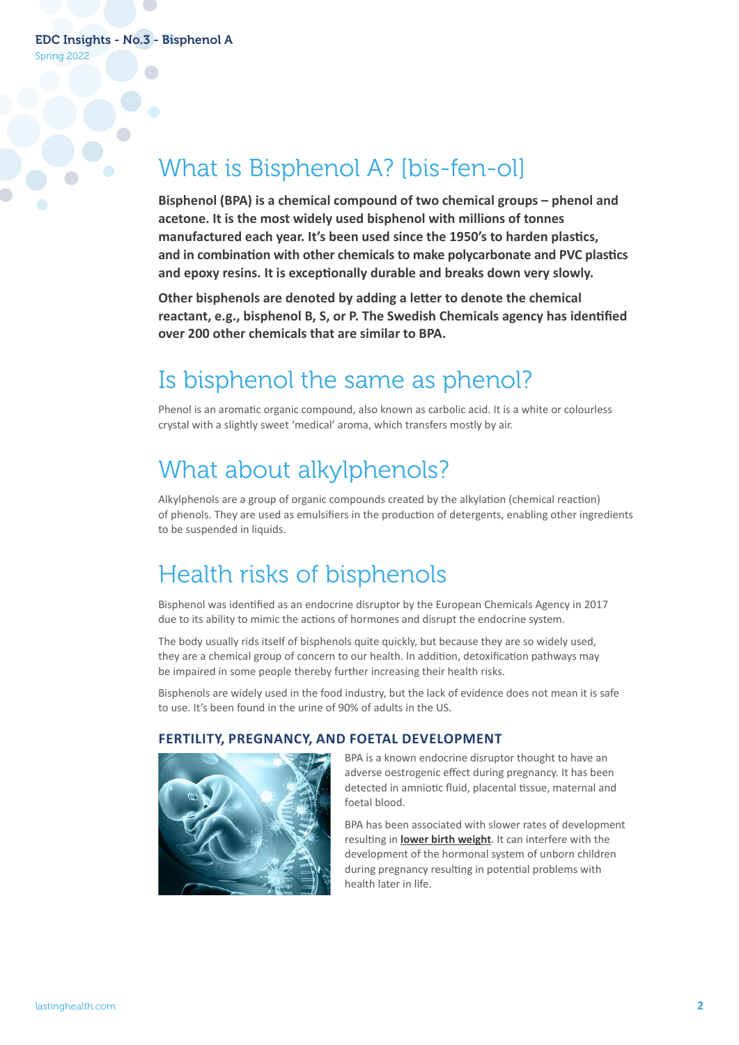## What is Bisphenol A? [bis-fen-ol]

**Bisphenol (BPA) is a chemical compound of two chemical groups – phenol and acetone. It is the most widely used bisphenol with millions of tonnes manufactured each year. It's been used since the 1950's to harden plastics, and in combination with other chemicals to make polycarbonate and PVC plastics and epoxy resins. It is exceptionally durable and breaks down very slowly.**

**Other bisphenols are denoted by adding a letter to denote the chemical reactant, e.g., bisphenol B, S, or P. The Swedish Chemicals agency has identified over 200 other chemicals that are similar to BPA.**

## Is bisphenol the same as phenol?

Phenol is an aromatic organic compound, also known as carbolic acid. It is a white or colourless crystal with a slightly sweet 'medical' aroma, which transfers mostly by air.

## What about alkylphenols?

Alkylphenols are a group of organic compounds created by the alkylation (chemical reaction) of phenols. They are used as emulsifiers in the production of detergents, enabling other ingredients to be suspended in liquids.

## Health risks of bisphenols

Bisphenol was identified as an endocrine disruptor by the European Chemicals Agency in 2017 due to its ability to mimic the actions of hormones and disrupt the endocrine system.

The body usually rids itself of bisphenols quite quickly, but because they are so widely used, they are a chemical group of concern to our health. In addition, detoxification pathways may be impaired in some people thereby further increasing their health risks.

Bisphenols are widely used in the food industry, but the lack of evidence does not mean it is safe to use. It's been found in the urine of 90% of adults in the US.

### FERTILITY, PREGNANCY, AND FOETAL DEVELOPMENT

BPA is a known endocrine disruptor thought to have an adverse oestrogenic effect during pregnancy. It has been detected in amniotic fluid, placental tissue, maternal and foetal blood.

BPA has been associated with slower rates of development resulting in **lower birth weight**. It can interfere with the development of the hormonal system of unborn children during pregnancy resulting in potential problems with health later in life.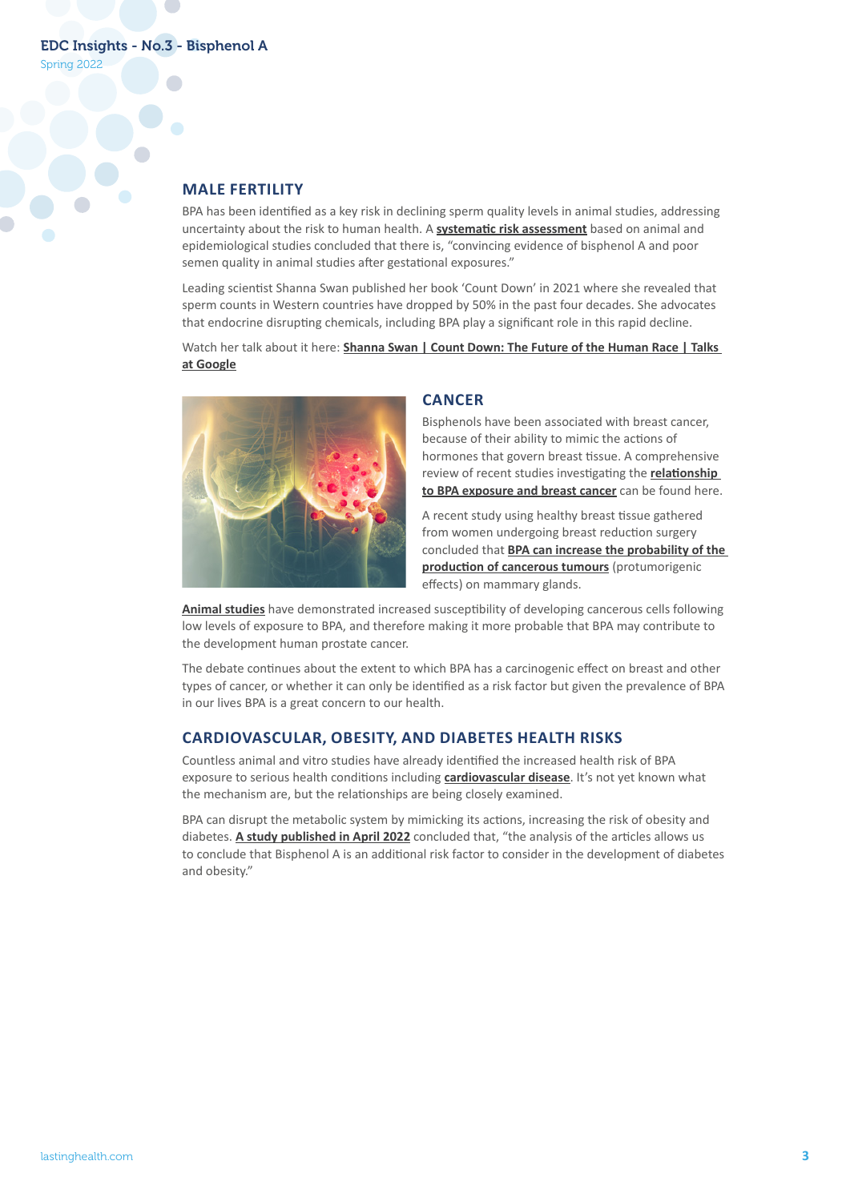## MALE FERTILITY

BPA has been identified as a key risk in declining sperm quality levels in animal studies, addressing uncertainty about the risk to human health. A **systematic risk assessment** based on animal and epidemiological studies concluded that there is, "convincing evidence of bisphenol A and poor semen quality in animal studies after gestational exposures."

Leading scientist Shanna Swan published her book 'Count Down' in 2021 where she revealed that sperm counts in Western countries have dropped by 50% in the past four decades. She advocates that endocrine disrupting chemicals, including BPA play a significant role in this rapid decline.

Watch her talk about it here: **Shanna Swan | Count Down: The Future of the Human Race | Talks at Google**

## CANCER

Bisphenols have been associated with breast cancer, because of their ability to mimic the actions of hormones that govern breast tissue. A comprehensive review of recent studies investigating the **relationship to BPA exposure and breast cancer** can be found here.

A recent study using healthy breast tissue gathered from women undergoing breast reduction surgery concluded that **BPA can increase the probability of the production of cancerous tumours** (protumorigenic effects) on mammary glands.

**Animal studies** have demonstrated increased susceptibility of developing cancerous cells following low levels of exposure to BPA, and therefore making it more probable that BPA may contribute to the development human prostate cancer.

The debate continues about the extent to which BPA has a carcinogenic effect on breast and other types of cancer, or whether it can only be identified as a risk factor but given the prevalence of BPA in our lives BPA is a great concern to our health.

## CARDIOVASCULAR, OBESITY, AND DIABETES HEALTH RISKS

Countless animal and vitro studies have already identified the increased health risk of BPA exposure to serious health conditions including **cardiovascular disease**. It's not yet known what the mechanism are, but the relationships are being closely examined.

BPA can disrupt the metabolic system by mimicking its actions, increasing the risk of obesity and diabetes. **A study published in April 2022** concluded that, "the analysis of the articles allows us to conclude that Bisphenol A is an additional risk factor to consider in the development of diabetes and obesity."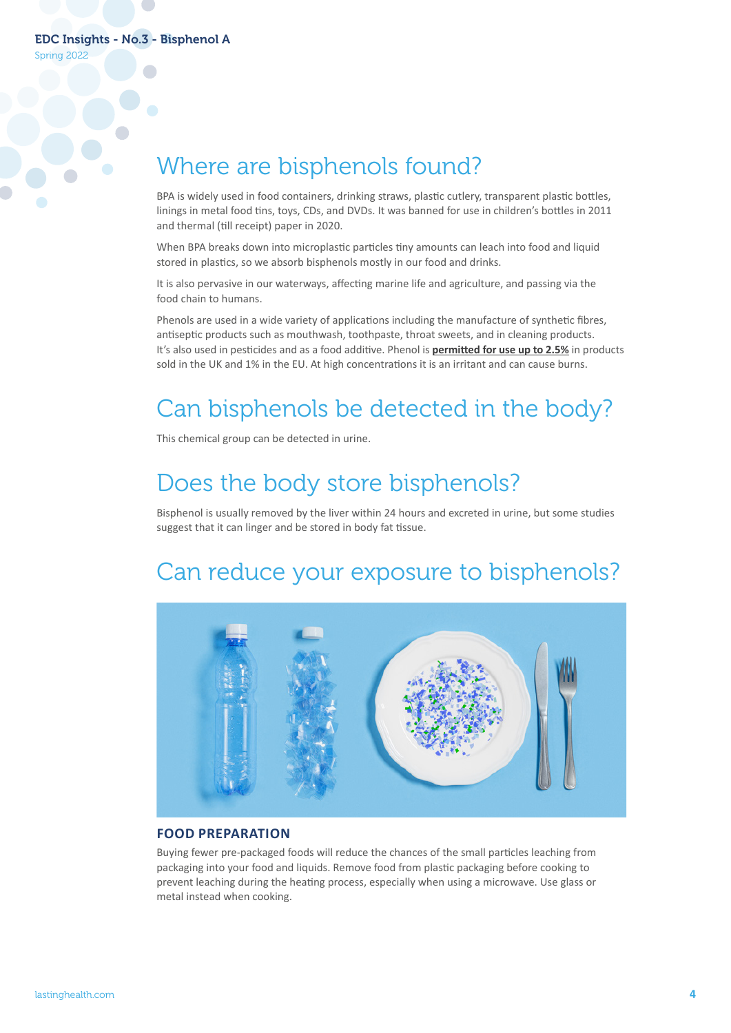# Where are bisphenols found?

BPA is widely used in food containers, drinking straws, plastic cutlery, transparent plastic bottles, linings in metal food tins, toys, CDs, and DVDs. It was banned for use in children's bottles in 2011 and thermal (till receipt) paper in 2020.

When BPA breaks down into microplastic particles tiny amounts can leach into food and liquid stored in plastics, so we absorb bisphenols mostly in our food and drinks.

It is also pervasive in our waterways, affecting marine life and agriculture, and passing via the food chain to humans.

Phenols are used in a wide variety of applications including the manufacture of synthetic fibres, antiseptic products such as mouthwash, toothpaste, throat sweets, and in cleaning products. It's also used in pesticides and as a food additive. Phenol is **permitted for use up to 2.5%** in products sold in the UK and 1% in the EU. At high concentrations it is an irritant and can cause burns.

# Can bisphenols be detected in the body?

This chemical group can be detected in urine.

# Does the body store bisphenols?

Bisphenol is usually removed by the liver within 24 hours and excreted in urine, but some studies suggest that it can linger and be stored in body fat tissue.

# Can reduce your exposure to bisphenols?

### FOOD PREPARATION

Buying fewer pre-packaged foods will reduce the chances of the small particles leaching from packaging into your food and liquids. Remove food from plastic packaging before cooking to prevent leaching during the heating process, especially when using a microwave. Use glass or metal instead when cooking.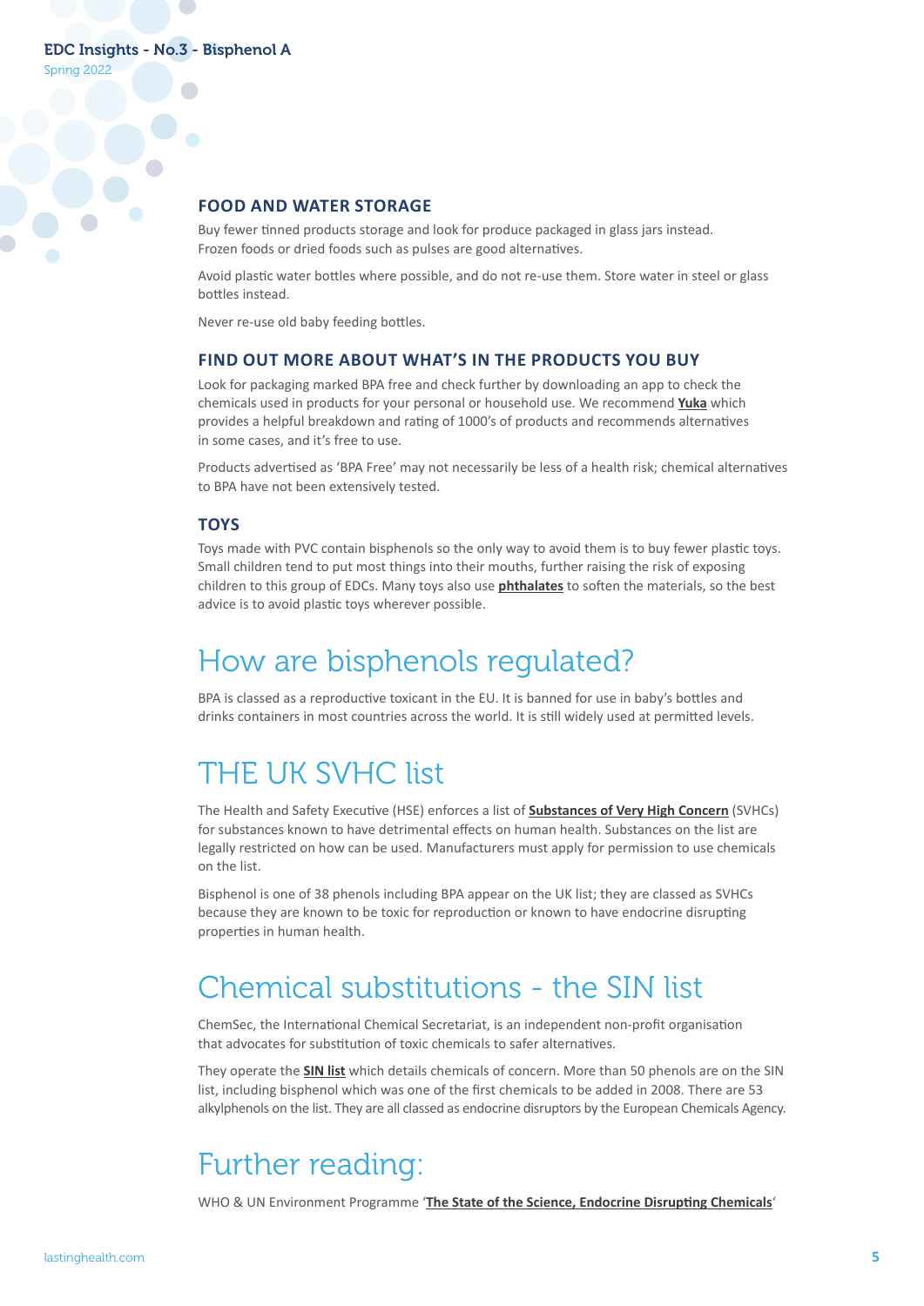### FOOD AND WATER STORAGE

Buy fewer tinned products storage and look for produce packaged in glass jars instead. Frozen foods or dried foods such as pulses are good alternatives.

Avoid plastic water bottles where possible, and do not re-use them. Store water in steel or glass bottles instead.

Never re-use old baby feeding bottles.

### FIND OUT MORE ABOUT WHAT'S IN THE PRODUCTS YOU BUY

Look for packaging marked BPA free and check further by downloading an app to check the chemicals used in products for your personal or household use. We recommend **Yuka** which provides a helpful breakdown and rating of 1000's of products and recommends alternatives in some cases, and it's free to use.

Products advertised as 'BPA Free' may not necessarily be less of a health risk; chemical alternatives to BPA have not been extensively tested.

### TOYS

Toys made with PVC contain bisphenols so the only way to avoid them is to buy fewer plastic toys. Small children tend to put most things into their mouths, further raising the risk of exposing children to this group of EDCs. Many toys also use **phthalates** to soften the materials, so the best advice is to avoid plastic toys wherever possible.

## How are bisphenols regulated?

BPA is classed as a reproductive toxicant in the EU. It is banned for use in baby's bottles and drinks containers in most countries across the world. It is still widely used at permitted levels.

## THE UK SVHC list

The Health and Safety Executive (HSE) enforces a list of **Substances of Very High Concern** (SVHCs) for substances known to have detrimental effects on human health. Substances on the list are legally restricted on how can be used. Manufacturers must apply for permission to use chemicals on the list.

Bisphenol is one of 38 phenols including BPA appear on the UK list; they are classed as SVHCs because they are known to be toxic for reproduction or known to have endocrine disrupting properties in human health.

## Chemical substitutions - the SIN list

ChemSec, the International Chemical Secretariat, is an independent non-profit organisation that advocates for substitution of toxic chemicals to safer alternatives.

They operate the **SIN list** which details chemicals of concern. More than 50 phenols are on the SIN list, including bisphenol which was one of the first chemicals to be added in 2008. There are 53 alkylphenols on the list. They are all classed as endocrine disruptors by the European Chemicals Agency.

## Further reading:

WHO & UN Environment Programme '**The State of the Science, Endocrine Disrupting Chemicals**'